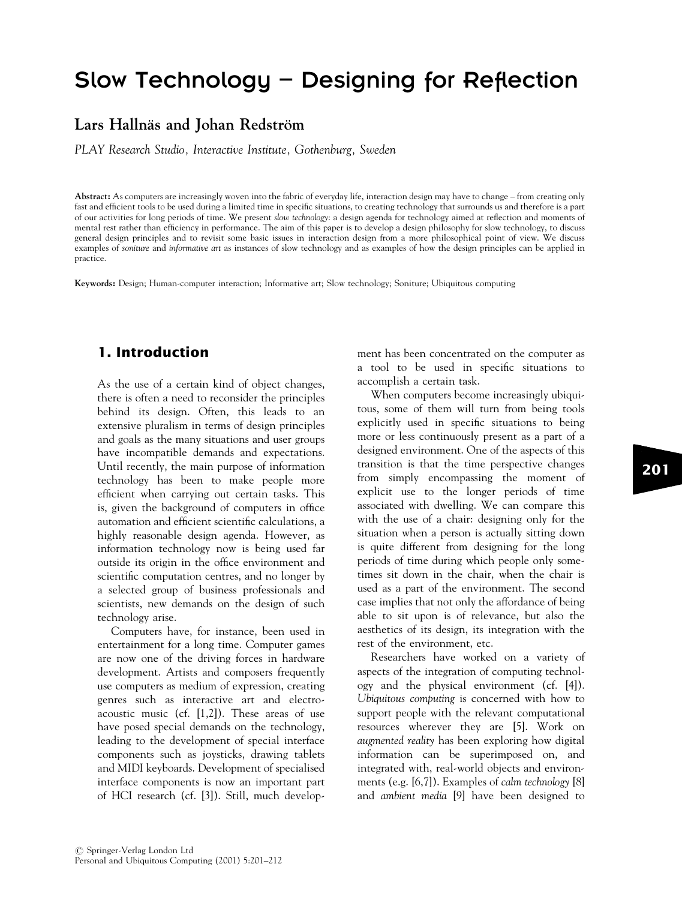# Slow Technology – Designing for Reflection

## Lars Hallnäs and Johan Redström

*PLAY Research Studio, Interactive Institute, Gothenburg, Sweden*

**Abstract:** As computers are increasingly woven into the fabric of everyday life, interaction design may have to change – from creating only fast and efficient tools to be used during a limited time in specific situations, to creating technology that surrounds us and therefore is a part of our activities for long periods of time. We present *slow technology*: a design agenda for technology aimed at reflection and moments of mental rest rather than efficiency in performance. The aim of this paper is to develop a design philosophy for slow technology, to discuss general design principles and to revisit some basic issues in interaction design from a more philosophical point of view. We discuss examples of *soniture* and *informative art* as instances of slow technology and as examples of how the design principles can be applied in practice.

**Keywords:** Design; Human-computer interaction; Informative art; Slow technology; Soniture; Ubiquitous computing

## 1. Introduction

As the use of a certain kind of object changes, there is often a need to reconsider the principles behind its design. Often, this leads to an extensive pluralism in terms of design principles and goals as the many situations and user groups have incompatible demands and expectations. Until recently, the main purpose of information technology has been to make people more efficient when carrying out certain tasks. This is, given the background of computers in office automation and efficient scientific calculations, a highly reasonable design agenda. However, as information technology now is being used far outside its origin in the office environment and scientific computation centres, and no longer by a selected group of business professionals and scientists, new demands on the design of such technology arise.

Computers have, for instance, been used in entertainment for a long time. Computer games are now one of the driving forces in hardware development. Artists and composers frequently use computers as medium of expression, creating genres such as interactive art and electro-acoustic music (cf. [1,2]). These areas of use have posed special demands on the technology, leading to the development of special interface components such as joysticks, drawing tablets and MIDI keyboards. Development of specialised interface components is now an important part of HCI research (cf. [3]). Still, much development has been concentrated on the computer as a tool to be used in specific situations to accomplish a certain task.

When computers become increasingly ubiquitous, some of them will turn from being tools explicitly used in specific situations to being more or less continuously present as a part of a designed environment. One of the aspects of this transition is that the time perspective changes from simply encompassing the moment of explicit use to the longer periods of time associated with dwelling. We can compare this with the use of a chair: designing only for the situation when a person is actually sitting down is quite different from designing for the long periods of time during which people only sometimes sit down in the chair, when the chair is used as a part of the environment. The second case implies that not only the affordance of being able to sit upon is of relevance, but also the aesthetics of its design, its integration with the rest of the environment, etc.

Researchers have worked on a variety of aspects of the integration of computing technology and the physical environment (cf. [4]). *Ubiquitous computing* is concerned with how to support people with the relevant computational resources wherever they are [5]. Work on *augmented reality* has been exploring how digital information can be superimposed on, and integrated with, real-world objects and environments (e.g. [6,7]). Examples of *calm technology* [8] and *ambient media* [9] have been designed to

© Springer-Verlag London Ltd
Personal and Ubiquitous Computing (2001) 5:201–212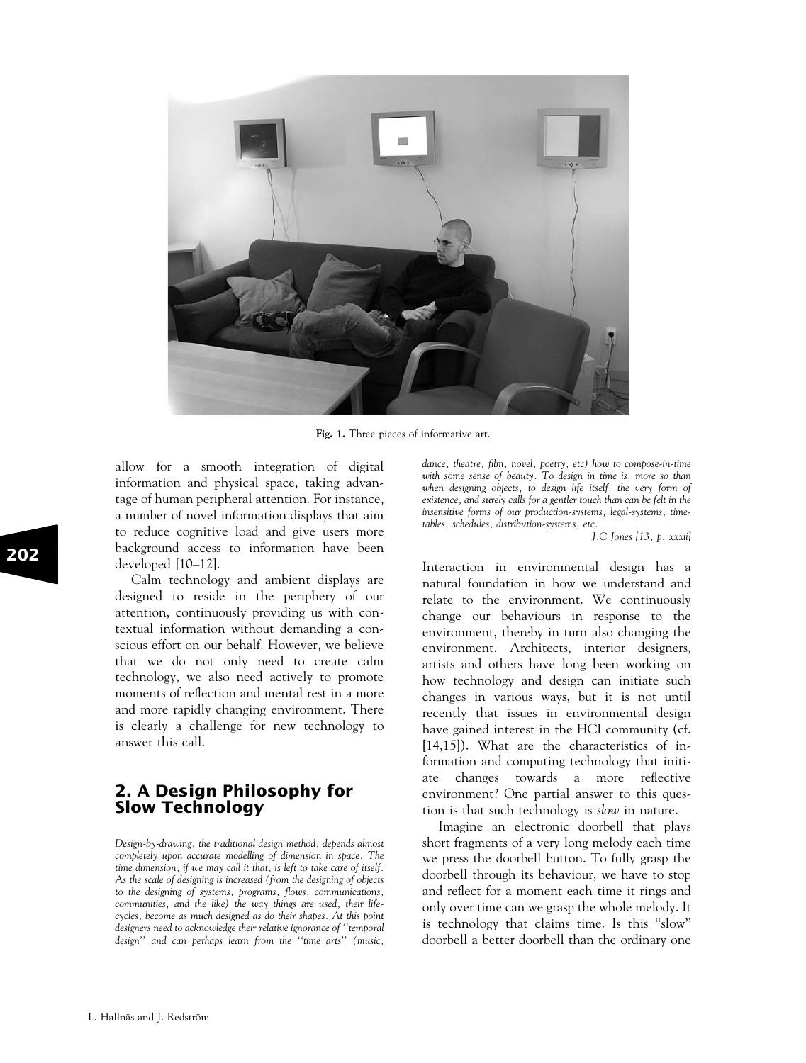Fig. 1. Three pieces of informative art.

allow for a smooth integration of digital information and physical space, taking advantage of human peripheral attention. For instance, a number of novel information displays that aim to reduce cognitive load and give users more background access to information have been developed [10–12].

Calm technology and ambient displays are designed to reside in the periphery of our attention, continuously providing us with contextual information without demanding a conscious effort on our behalf. However, we believe that we do not only need to create calm technology, we also need actively to promote moments of reflection and mental rest in a more and more rapidly changing environment. There is clearly a challenge for new technology to answer this call.

## 2. A Design Philosophy for Slow Technology

*Design-by-drawing, the traditional design method, depends almost completely upon accurate modelling of dimension in space. The time dimension, if we may call it that, is left to take care of itself. As the scale of designing is increased (from the designing of objects to the designing of systems, programs, flows, communications, communities, and the like) the way things are used, their life-cycles, become as much designed as do their shapes. At this point designers need to acknowledge their relative ignorance of ''temporal design'' and can perhaps learn from the ''time arts'' (music, dance, theatre, film, novel, poetry, etc) how to compose-in-time with some sense of beauty. To design in time is, more so than when designing objects, to design life itself, the very form of existence, and surely calls for a gentler touch than can be felt in the insensitive forms of our production-systems, legal-systems, time-tables, schedules, distribution-systems, etc.*

*J.C Jones [13, p. xxxii]*

Interaction in environmental design has a natural foundation in how we understand and relate to the environment. We continuously change our behaviours in response to the environment, thereby in turn also changing the environment. Architects, interior designers, artists and others have long been working on how technology and design can initiate such changes in various ways, but it is not until recently that issues in environmental design have gained interest in the HCI community (cf. [14,15]). What are the characteristics of information and computing technology that initiate changes towards a more reflective environment? One partial answer to this question is that such technology is *slow* in nature.

Imagine an electronic doorbell that plays short fragments of a very long melody each time we press the doorbell button. To fully grasp the doorbell through its behaviour, we have to stop and reflect for a moment each time it rings and only over time can we grasp the whole melody. It is technology that claims time. Is this "slow" doorbell a better doorbell than the ordinary one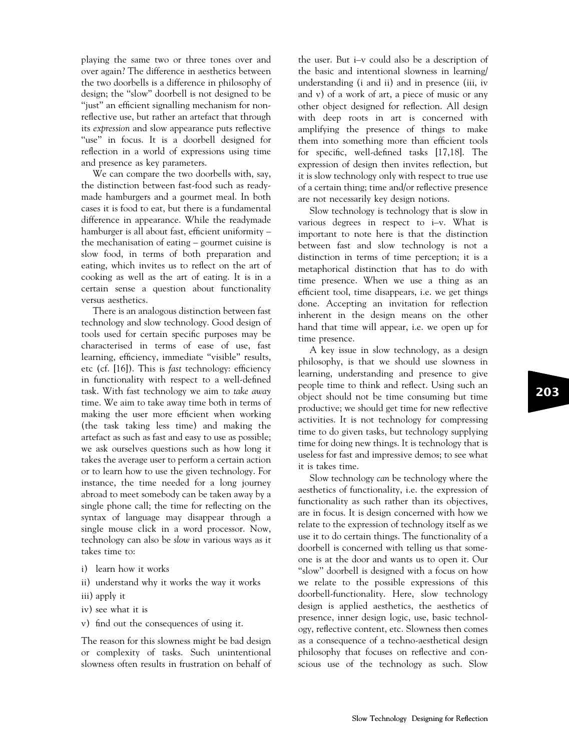playing the same two or three tones over and over again? The difference in aesthetics between the two doorbells is a difference in philosophy of design; the "slow" doorbell is not designed to be "just" an efficient signalling mechanism for non-reflective use, but rather an artefact that through its *expression* and slow appearance puts reflective "use" in focus. It is a doorbell designed for reflection in a world of expressions using time and presence as key parameters.

We can compare the two doorbells with, say, the distinction between fast-food such as ready-made hamburgers and a gourmet meal. In both cases it is food to eat, but there is a fundamental difference in appearance. While the readymade hamburger is all about fast, efficient uniformity – the mechanisation of eating – gourmet cuisine is slow food, in terms of both preparation and eating, which invites us to reflect on the art of cooking as well as the art of eating. It is in a certain sense a question about functionality versus aesthetics.

There is an analogous distinction between fast technology and slow technology. Good design of tools used for certain specific purposes may be characterised in terms of ease of use, fast learning, efficiency, immediate "visible" results, etc (cf. [16]). This is *fast* technology: efficiency in functionality with respect to a well-defined task. With fast technology we aim to *take away* time. We aim to take away time both in terms of making the user more efficient when working (the task taking less time) and making the artefact as such as fast and easy to use as possible; we ask ourselves questions such as how long it takes the average user to perform a certain action or to learn how to use the given technology. For instance, the time needed for a long journey abroad to meet somebody can be taken away by a single phone call; the time for reflecting on the syntax of language may disappear through a single mouse click in a word processor. Now, technology can also be *slow* in various ways as it takes time to:

i) learn how it works
ii) understand why it works the way it works
iii) apply it
iv) see what it is
v) find out the consequences of using it.

The reason for this slowness might be bad design or complexity of tasks. Such unintentional slowness often results in frustration on behalf of the user. But i–v could also be a description of the basic and intentional slowness in learning/understanding (i and ii) and in presence (iii, iv and v) of a work of art, a piece of music or any other object designed for reflection. All design with deep roots in art is concerned with amplifying the presence of things to make them into something more than efficient tools for specific, well-defined tasks [17,18]. The expression of design then invites reflection, but it is slow technology only with respect to true use of a certain thing; time and/or reflective presence are not necessarily key design notions.

Slow technology is technology that is slow in various degrees in respect to i–v. What is important to note here is that the distinction between fast and slow technology is not a distinction in terms of time perception; it is a metaphorical distinction that has to do with time presence. When we use a thing as an efficient tool, time disappears, i.e. we get things done. Accepting an invitation for reflection inherent in the design means on the other hand that time will appear, i.e. we open up for time presence.

A key issue in slow technology, as a design philosophy, is that we should use slowness in learning, understanding and presence to give people time to think and reflect. Using such an object should not be time consuming but time productive; we should get time for new reflective activities. It is not technology for compressing time to do given tasks, but technology supplying time for doing new things. It is technology that is useless for fast and impressive demos; to see what it is takes time.

Slow technology *can* be technology where the aesthetics of functionality, i.e. the expression of functionality as such rather than its objectives, are in focus. It is design concerned with how we relate to the expression of technology itself as we use it to do certain things. The functionality of a doorbell is concerned with telling us that someone is at the door and wants us to open it. Our "slow" doorbell is designed with a focus on how we relate to the possible expressions of this doorbell-functionality. Here, slow technology design is applied aesthetics, the aesthetics of presence, inner design logic, use, basic technology, reflective content, etc. Slowness then comes as a consequence of a techno-aesthetical design philosophy that focuses on reflective and conscious use of the technology as such. Slow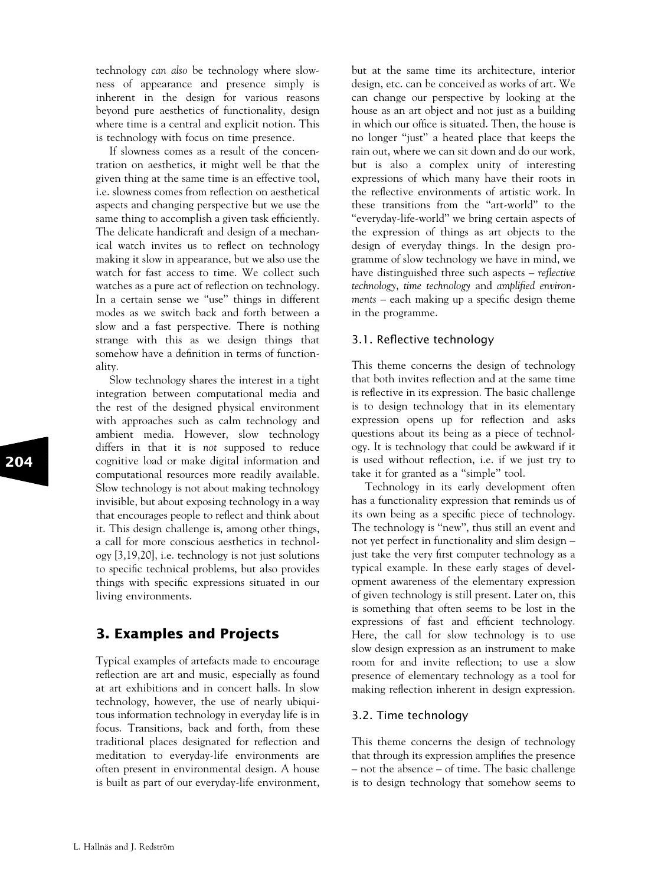technology *can also* be technology where slowness of appearance and presence simply is inherent in the design for various reasons beyond pure aesthetics of functionality, design where time is a central and explicit notion. This is technology with focus on time presence.

If slowness comes as a result of the concentration on aesthetics, it might well be that the given thing at the same time is an effective tool, i.e. slowness comes from reflection on aesthetical aspects and changing perspective but we use the same thing to accomplish a given task efficiently. The delicate handicraft and design of a mechanical watch invites us to reflect on technology making it slow in appearance, but we also use the watch for fast access to time. We collect such watches as a pure act of reflection on technology. In a certain sense we "use" things in different modes as we switch back and forth between a slow and a fast perspective. There is nothing strange with this as we design things that somehow have a definition in terms of functionality.

Slow technology shares the interest in a tight integration between computational media and the rest of the designed physical environment with approaches such as calm technology and ambient media. However, slow technology differs in that it is *not* supposed to reduce cognitive load or make digital information and computational resources more readily available. Slow technology is not about making technology invisible, but about exposing technology in a way that encourages people to reflect and think about it. This design challenge is, among other things, a call for more conscious aesthetics in technology [3,19,20], i.e. technology is not just solutions to specific technical problems, but also provides things with specific expressions situated in our living environments.

## 3. Examples and Projects

Typical examples of artefacts made to encourage reflection are art and music, especially as found at art exhibitions and in concert halls. In slow technology, however, the use of nearly ubiquitous information technology in everyday life is in focus. Transitions, back and forth, from these traditional places designated for reflection and meditation to everyday-life environments are often present in environmental design. A house is built as part of our everyday-life environment, but at the same time its architecture, interior design, etc. can be conceived as works of art. We can change our perspective by looking at the house as an art object and not just as a building in which our office is situated. Then, the house is no longer "just" a heated place that keeps the rain out, where we can sit down and do our work, but is also a complex unity of interesting expressions of which many have their roots in the reflective environments of artistic work. In these transitions from the "art-world" to the "everyday-life-world" we bring certain aspects of the expression of things as art objects to the design of everyday things. In the design programme of slow technology we have in mind, we have distinguished three such aspects – *reflective technology*, *time technology* and *amplified environments* – each making up a specific design theme in the programme.

### 3.1. Reflective technology

This theme concerns the design of technology that both invites reflection and at the same time is reflective in its expression. The basic challenge is to design technology that in its elementary expression opens up for reflection and asks questions about its being as a piece of technology. It is technology that could be awkward if it is used without reflection, i.e. if we just try to take it for granted as a "simple" tool.

Technology in its early development often has a functionality expression that reminds us of its own being as a specific piece of technology. The technology is "new", thus still an event and not yet perfect in functionality and slim design – just take the very first computer technology as a typical example. In these early stages of development awareness of the elementary expression of given technology is still present. Later on, this is something that often seems to be lost in the expressions of fast and efficient technology. Here, the call for slow technology is to use slow design expression as an instrument to make room for and invite reflection; to use a slow presence of elementary technology as a tool for making reflection inherent in design expression.

### 3.2. Time technology

This theme concerns the design of technology that through its expression amplifies the presence – not the absence – of time. The basic challenge is to design technology that somehow seems to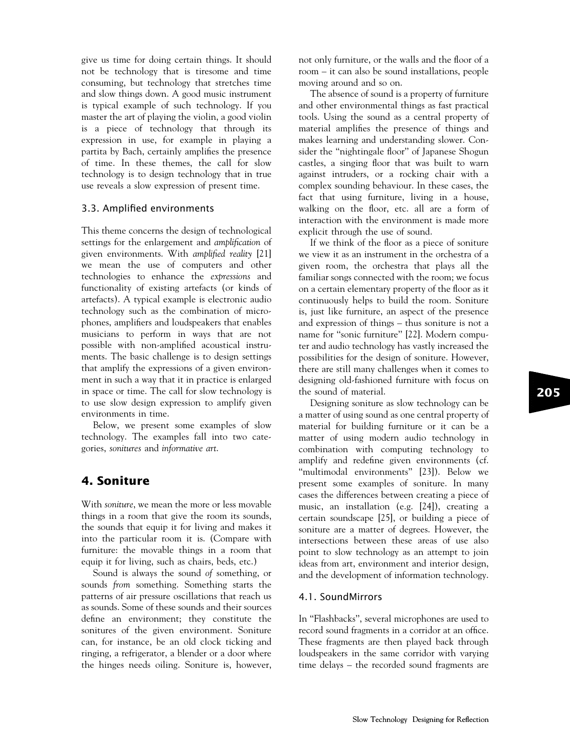give us time for doing certain things. It should not be technology that is tiresome and time consuming, but technology that stretches time and slow things down. A good music instrument is typical example of such technology. If you master the art of playing the violin, a good violin is a piece of technology that through its expression in use, for example in playing a partita by Bach, certainly amplifies the presence of time. In these themes, the call for slow technology is to design technology that in true use reveals a slow expression of present time.

### 3.3. Amplified environments

This theme concerns the design of technological settings for the enlargement and *amplification* of given environments. With *amplified reality* [21] we mean the use of computers and other technologies to enhance the *expressions* and functionality of existing artefacts (or kinds of artefacts). A typical example is electronic audio technology such as the combination of microphones, amplifiers and loudspeakers that enables musicians to perform in ways that are not possible with non-amplified acoustical instruments. The basic challenge is to design settings that amplify the expressions of a given environment in such a way that it in practice is enlarged in space or time. The call for slow technology is to use slow design expression to amplify given environments in time.

Below, we present some examples of slow technology. The examples fall into two categories, *sonitures* and *informative art*.

## 4. Soniture

With *soniture*, we mean the more or less movable things in a room that give the room its sounds, the sounds that equip it for living and makes it into the particular room it is. (Compare with furniture: the movable things in a room that equip it for living, such as chairs, beds, etc.)

Sound is always the sound *of* something, or sounds *from* something. Something starts the patterns of air pressure oscillations that reach us as sounds. Some of these sounds and their sources define an environment; they constitute the sonitures of the given environment. Soniture can, for instance, be an old clock ticking and ringing, a refrigerator, a blender or a door where the hinges needs oiling. Soniture is, however, not only furniture, or the walls and the floor of a room – it can also be sound installations, people moving around and so on.

The absence of sound is a property of furniture and other environmental things as fast practical tools. Using the sound as a central property of material amplifies the presence of things and makes learning and understanding slower. Consider the "nightingale floor" of Japanese Shogun castles, a singing floor that was built to warn against intruders, or a rocking chair with a complex sounding behaviour. In these cases, the fact that using furniture, living in a house, walking on the floor, etc. all are a form of interaction with the environment is made more explicit through the use of sound.

If we think of the floor as a piece of soniture we view it as an instrument in the orchestra of a given room, the orchestra that plays all the familiar songs connected with the room; we focus on a certain elementary property of the floor as it continuously helps to build the room. Soniture is, just like furniture, an aspect of the presence and expression of things – thus soniture is not a name for "sonic furniture" [22]. Modern computer and audio technology has vastly increased the possibilities for the design of soniture. However, there are still many challenges when it comes to designing old-fashioned furniture with focus on the sound of material.

Designing soniture as slow technology can be a matter of using sound as one central property of material for building furniture or it can be a matter of using modern audio technology in combination with computing technology to amplify and redefine given environments (cf. "multimodal environments" [23]). Below we present some examples of soniture. In many cases the differences between creating a piece of music, an installation (e.g. [24]), creating a certain soundscape [25], or building a piece of soniture are a matter of degrees. However, the intersections between these areas of use also point to slow technology as an attempt to join ideas from art, environment and interior design, and the development of information technology.

### 4.1. SoundMirrors

In "Flashbacks", several microphones are used to record sound fragments in a corridor at an office. These fragments are then played back through loudspeakers in the same corridor with varying time delays – the recorded sound fragments are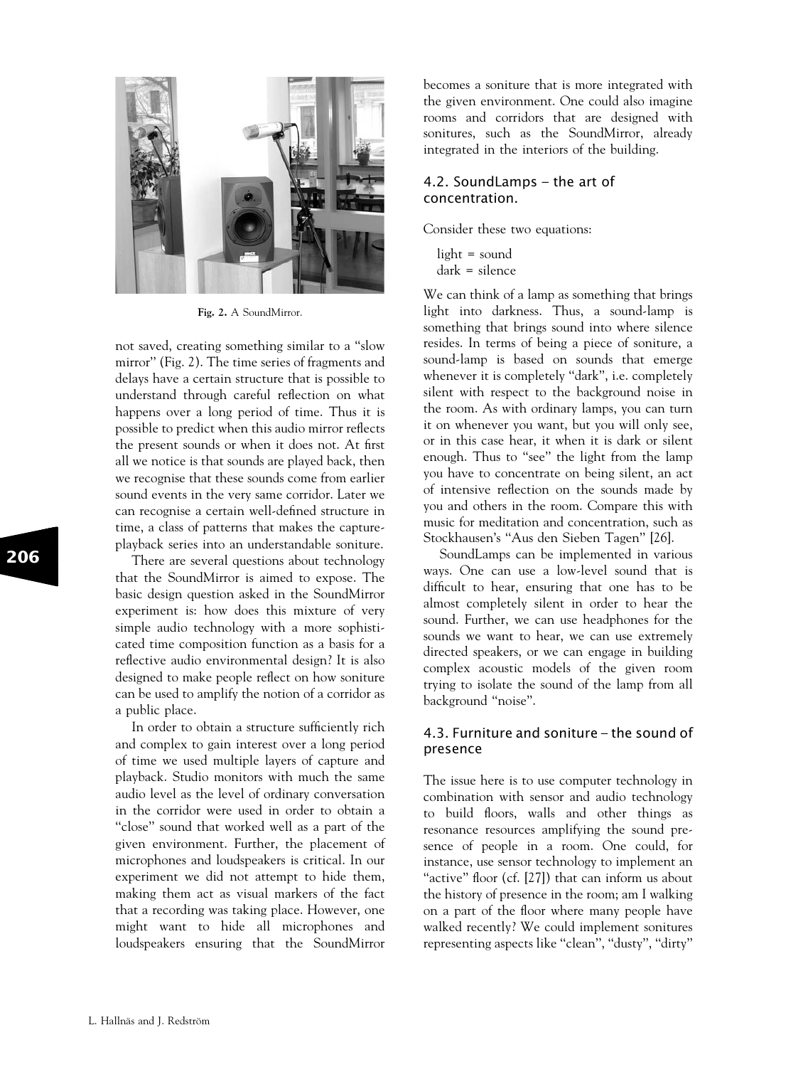Fig. 2. A SoundMirror.

not saved, creating something similar to a "slow mirror" (Fig. 2). The time series of fragments and delays have a certain structure that is possible to understand through careful reflection on what happens over a long period of time. Thus it is possible to predict when this audio mirror reflects the present sounds or when it does not. At first all we notice is that sounds are played back, then we recognise that these sounds come from earlier sound events in the very same corridor. Later we can recognise a certain well-defined structure in time, a class of patterns that makes the capture-playback series into an understandable soniture.

There are several questions about technology that the SoundMirror is aimed to expose. The basic design question asked in the SoundMirror experiment is: how does this mixture of very simple audio technology with a more sophisticated time composition function as a basis for a reflective audio environmental design? It is also designed to make people reflect on how soniture can be used to amplify the notion of a corridor as a public place.

In order to obtain a structure sufficiently rich and complex to gain interest over a long period of time we used multiple layers of capture and playback. Studio monitors with much the same audio level as the level of ordinary conversation in the corridor were used in order to obtain a "close" sound that worked well as a part of the given environment. Further, the placement of microphones and loudspeakers is critical. In our experiment we did not attempt to hide them, making them act as visual markers of the fact that a recording was taking place. However, one might want to hide all microphones and loudspeakers ensuring that the SoundMirror becomes a soniture that is more integrated with the given environment. One could also imagine rooms and corridors that are designed with sonitures, such as the SoundMirror, already integrated in the interiors of the building.

### 4.2. SoundLamps – the art of concentration.

Consider these two equations:

light = sound
dark = silence

We can think of a lamp as something that brings light into darkness. Thus, a sound-lamp is something that brings sound into where silence resides. In terms of being a piece of soniture, a sound-lamp is based on sounds that emerge whenever it is completely "dark", i.e. completely silent with respect to the background noise in the room. As with ordinary lamps, you can turn it on whenever you want, but you will only see, or in this case hear, it when it is dark or silent enough. Thus to "see" the light from the lamp you have to concentrate on being silent, an act of intensive reflection on the sounds made by you and others in the room. Compare this with music for meditation and concentration, such as Stockhausen's "Aus den Sieben Tagen" [26].

SoundLamps can be implemented in various ways. One can use a low-level sound that is difficult to hear, ensuring that one has to be almost completely silent in order to hear the sound. Further, we can use headphones for the sounds we want to hear, we can use extremely directed speakers, or we can engage in building complex acoustic models of the given room trying to isolate the sound of the lamp from all background "noise".

### 4.3. Furniture and soniture – the sound of presence

The issue here is to use computer technology in combination with sensor and audio technology to build floors, walls and other things as resonance resources amplifying the sound presence of people in a room. One could, for instance, use sensor technology to implement an "active" floor (cf. [27]) that can inform us about the history of presence in the room; am I walking on a part of the floor where many people have walked recently? We could implement sonitures representing aspects like "clean", "dusty", "dirty"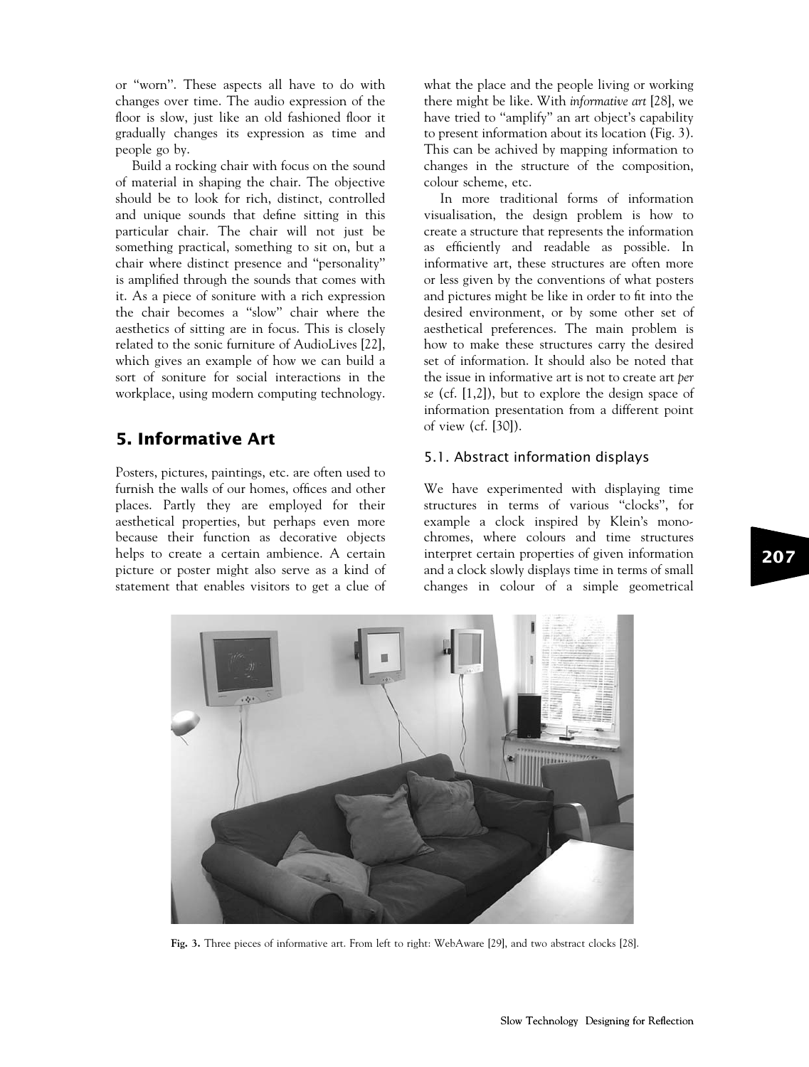or "worn". These aspects all have to do with changes over time. The audio expression of the floor is slow, just like an old fashioned floor it gradually changes its expression as time and people go by.

Build a rocking chair with focus on the sound of material in shaping the chair. The objective should be to look for rich, distinct, controlled and unique sounds that define sitting in this particular chair. The chair will not just be something practical, something to sit on, but a chair where distinct presence and "personality" is amplified through the sounds that comes with it. As a piece of soniture with a rich expression the chair becomes a "slow" chair where the aesthetics of sitting are in focus. This is closely related to the sonic furniture of AudioLives [22], which gives an example of how we can build a sort of soniture for social interactions in the workplace, using modern computing technology.

## 5. Informative Art

Posters, pictures, paintings, etc. are often used to furnish the walls of our homes, offices and other places. Partly they are employed for their aesthetical properties, but perhaps even more because their function as decorative objects helps to create a certain ambience. A certain picture or poster might also serve as a kind of statement that enables visitors to get a clue of what the place and the people living or working there might be like. With *informative art* [28], we have tried to "amplify" an art object's capability to present information about its location (Fig. 3). This can be achived by mapping information to changes in the structure of the composition, colour scheme, etc.

In more traditional forms of information visualisation, the design problem is how to create a structure that represents the information as efficiently and readable as possible. In informative art, these structures are often more or less given by the conventions of what posters and pictures might be like in order to fit into the desired environment, or by some other set of aesthetical preferences. The main problem is how to make these structures carry the desired set of information. It should also be noted that the issue in informative art is not to create art *per se* (cf. [1,2]), but to explore the design space of information presentation from a different point of view (cf. [30]).

### 5.1. Abstract information displays

We have experimented with displaying time structures in terms of various "clocks", for example a clock inspired by Klein's monochromes, where colours and time structures interpret certain properties of given information and a clock slowly displays time in terms of small changes in colour of a simple geometrical

**Fig. 3.** Three pieces of informative art. From left to right: WebAware [29], and two abstract clocks [28].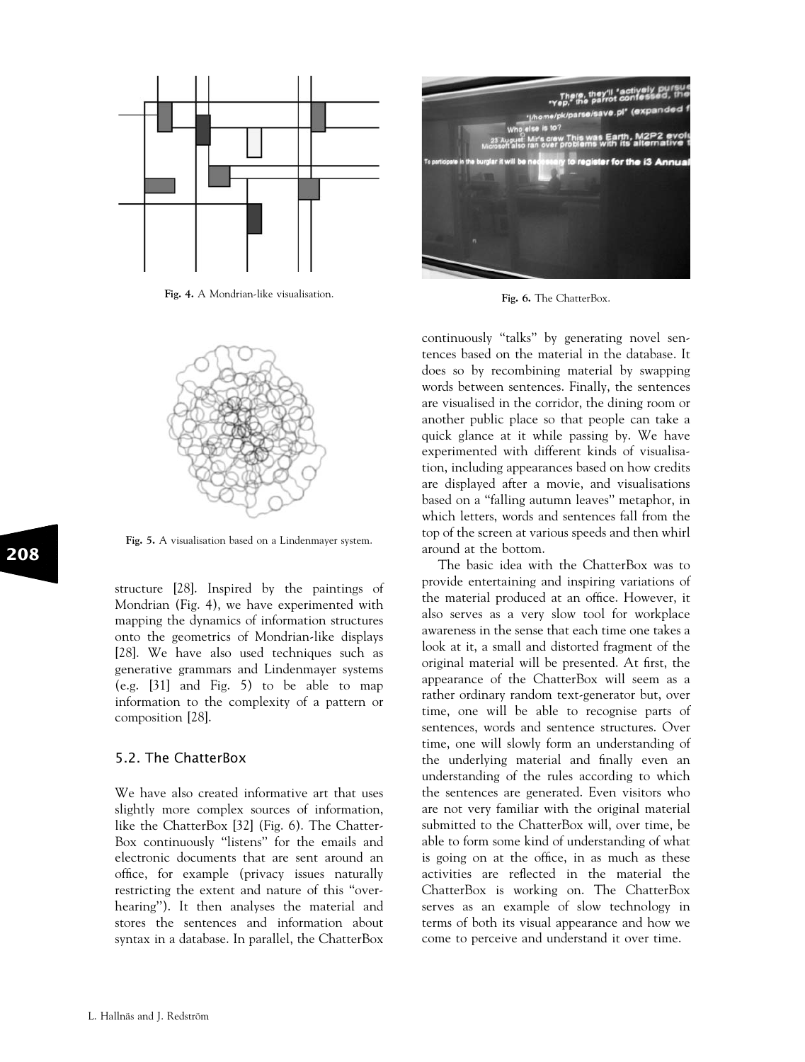Fig. 4. A Mondrian-like visualisation.

Fig. 5. A visualisation based on a Lindenmayer system.

structure [28]. Inspired by the paintings of Mondrian (Fig. 4), we have experimented with mapping the dynamics of information structures onto the geometrics of Mondrian-like displays [28]. We have also used techniques such as generative grammars and Lindenmayer systems (e.g. [31] and Fig. 5) to be able to map information to the complexity of a pattern or composition [28].

### 5.2. The ChatterBox

We have also created informative art that uses slightly more complex sources of information, like the ChatterBox [32] (Fig. 6). The ChatterBox continuously "listens" for the emails and electronic documents that are sent around an office, for example (privacy issues naturally restricting the extent and nature of this "overhearing"). It then analyses the material and stores the sentences and information about syntax in a database. In parallel, the ChatterBox continuously "talks" by generating novel sentences based on the material in the database. It does so by recombining material by swapping words between sentences. Finally, the sentences are visualised in the corridor, the dining room or another public place so that people can take a quick glance at it while passing by. We have experimented with different kinds of visualisation, including appearances based on how credits are displayed after a movie, and visualisations based on a "falling autumn leaves" metaphor, in which letters, words and sentences fall from the top of the screen at various speeds and then whirl around at the bottom.

Fig. 6. The ChatterBox.

The basic idea with the ChatterBox was to provide entertaining and inspiring variations of the material produced at an office. However, it also serves as a very slow tool for workplace awareness in the sense that each time one takes a look at it, a small and distorted fragment of the original material will be presented. At first, the appearance of the ChatterBox will seem as a rather ordinary random text-generator but, over time, one will be able to recognise parts of sentences, words and sentence structures. Over time, one will slowly form an understanding of the underlying material and finally even an understanding of the rules according to which the sentences are generated. Even visitors who are not very familiar with the original material submitted to the ChatterBox will, over time, be able to form some kind of understanding of what is going on at the office, in as much as these activities are reflected in the material the ChatterBox is working on. The ChatterBox serves as an example of slow technology in terms of both its visual appearance and how we come to perceive and understand it over time.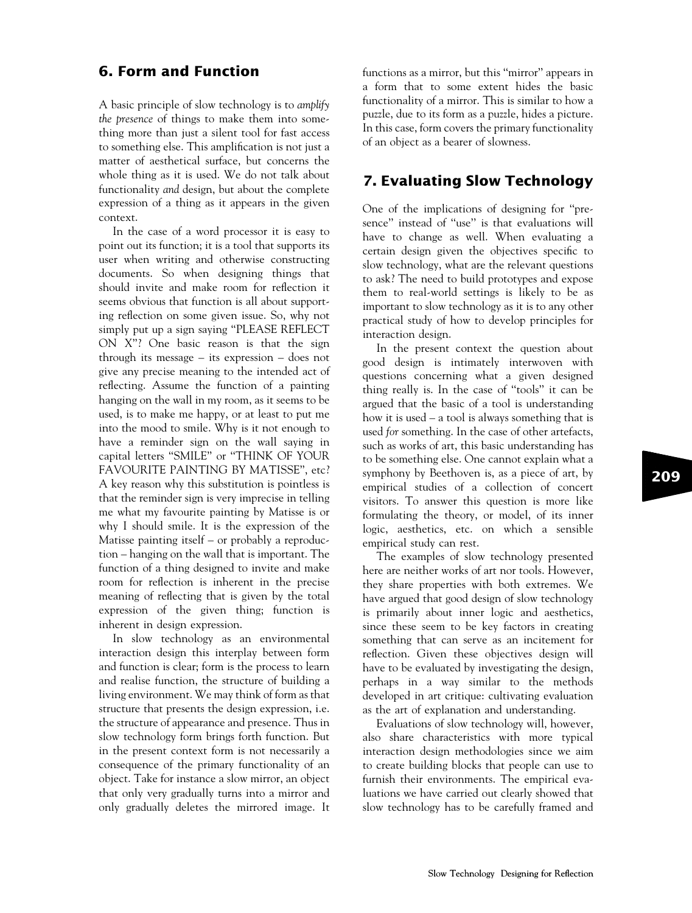## 6. Form and Function

A basic principle of slow technology is to *amplify the presence* of things to make them into something more than just a silent tool for fast access to something else. This amplification is not just a matter of aesthetical surface, but concerns the whole thing as it is used. We do not talk about functionality *and* design, but about the complete expression of a thing as it appears in the given context.

In the case of a word processor it is easy to point out its function; it is a tool that supports its user when writing and otherwise constructing documents. So when designing things that should invite and make room for reflection it seems obvious that function is all about supporting reflection on some given issue. So, why not simply put up a sign saying "PLEASE REFLECT ON X"? One basic reason is that the sign through its message – its expression – does not give any precise meaning to the intended act of reflecting. Assume the function of a painting hanging on the wall in my room, as it seems to be used, is to make me happy, or at least to put me into the mood to smile. Why is it not enough to have a reminder sign on the wall saying in capital letters "SMILE" or "THINK OF YOUR FAVOURITE PAINTING BY MATISSE", etc? A key reason why this substitution is pointless is that the reminder sign is very imprecise in telling me what my favourite painting by Matisse is or why I should smile. It is the expression of the Matisse painting itself – or probably a reproduction – hanging on the wall that is important. The function of a thing designed to invite and make room for reflection is inherent in the precise meaning of reflecting that is given by the total expression of the given thing; function is inherent in design expression.

In slow technology as an environmental interaction design this interplay between form and function is clear; form is the process to learn and realise function, the structure of building a living environment. We may think of form as that structure that presents the design expression, i.e. the structure of appearance and presence. Thus in slow technology form brings forth function. But in the present context form is not necessarily a consequence of the primary functionality of an object. Take for instance a slow mirror, an object that only very gradually turns into a mirror and only gradually deletes the mirrored image. It functions as a mirror, but this "mirror" appears in a form that to some extent hides the basic functionality of a mirror. This is similar to how a puzzle, due to its form as a puzzle, hides a picture. In this case, form covers the primary functionality of an object as a bearer of slowness.

## 7. Evaluating Slow Technology

One of the implications of designing for "presence" instead of "use" is that evaluations will have to change as well. When evaluating a certain design given the objectives specific to slow technology, what are the relevant questions to ask? The need to build prototypes and expose them to real-world settings is likely to be as important to slow technology as it is to any other practical study of how to develop principles for interaction design.

In the present context the question about good design is intimately interwoven with questions concerning what a given designed thing really is. In the case of "tools" it can be argued that the basic of a tool is understanding how it is used – a tool is always something that is used *for* something. In the case of other artefacts, such as works of art, this basic understanding has to be something else. One cannot explain what a symphony by Beethoven is, as a piece of art, by empirical studies of a collection of concert visitors. To answer this question is more like formulating the theory, or model, of its inner logic, aesthetics, etc. on which a sensible empirical study can rest.

The examples of slow technology presented here are neither works of art nor tools. However, they share properties with both extremes. We have argued that good design of slow technology is primarily about inner logic and aesthetics, since these seem to be key factors in creating something that can serve as an incitement for reflection. Given these objectives design will have to be evaluated by investigating the design, perhaps in a way similar to the methods developed in art critique: cultivating evaluation as the art of explanation and understanding.

Evaluations of slow technology will, however, also share characteristics with more typical interaction design methodologies since we aim to create building blocks that people can use to furnish their environments. The empirical evaluations we have carried out clearly showed that slow technology has to be carefully framed and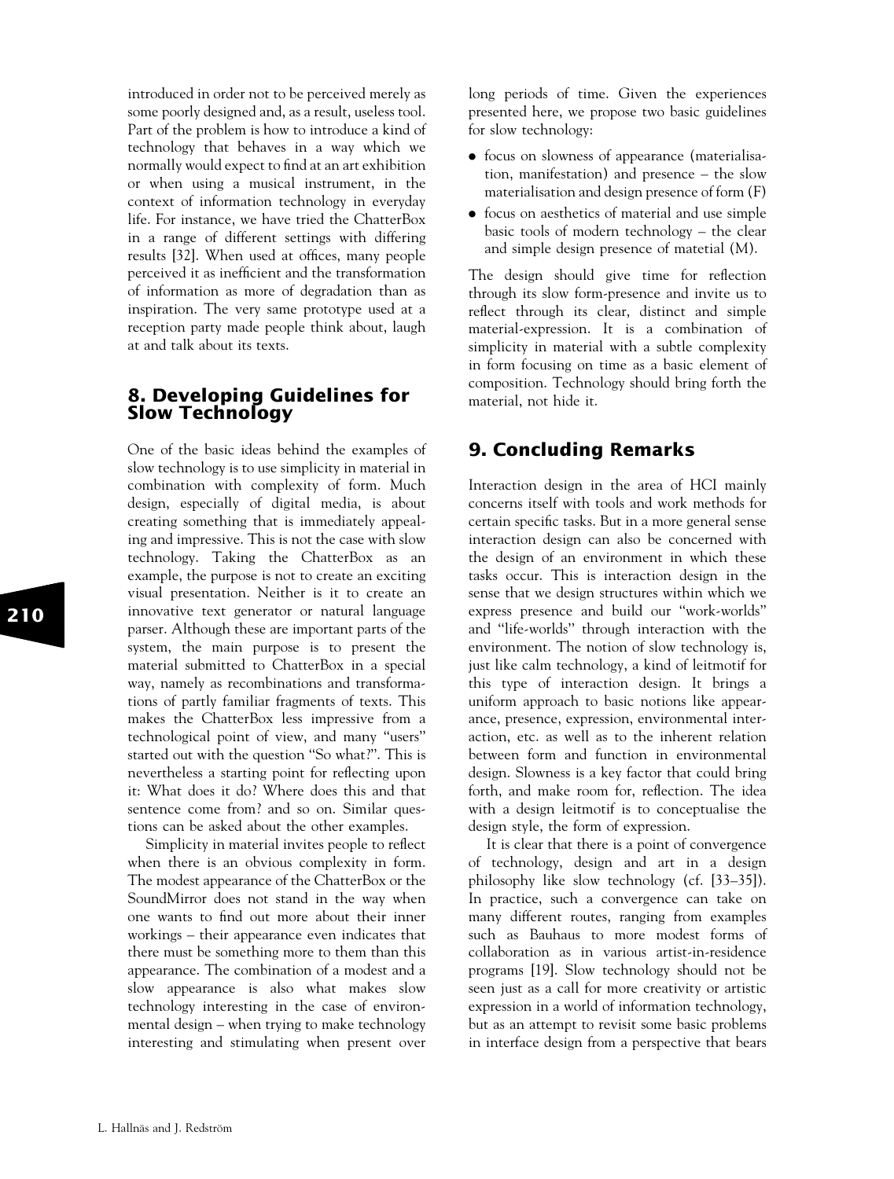introduced in order not to be perceived merely as some poorly designed and, as a result, useless tool. Part of the problem is how to introduce a kind of technology that behaves in a way which we normally would expect to find at an art exhibition or when using a musical instrument, in the context of information technology in everyday life. For instance, we have tried the ChatterBox in a range of different settings with differing results [32]. When used at offices, many people perceived it as inefficient and the transformation of information as more of degradation than as inspiration. The very same prototype used at a reception party made people think about, laugh at and talk about its texts.

## 8. Developing Guidelines for Slow Technology

One of the basic ideas behind the examples of slow technology is to use simplicity in material in combination with complexity of form. Much design, especially of digital media, is about creating something that is immediately appealing and impressive. This is not the case with slow technology. Taking the ChatterBox as an example, the purpose is not to create an exciting visual presentation. Neither is it to create an innovative text generator or natural language parser. Although these are important parts of the system, the main purpose is to present the material submitted to ChatterBox in a special way, namely as recombinations and transformations of partly familiar fragments of texts. This makes the ChatterBox less impressive from a technological point of view, and many "users" started out with the question "So what?". This is nevertheless a starting point for reflecting upon it: What does it do? Where does this and that sentence come from? and so on. Similar questions can be asked about the other examples.

Simplicity in material invites people to reflect when there is an obvious complexity in form. The modest appearance of the ChatterBox or the SoundMirror does not stand in the way when one wants to find out more about their inner workings – their appearance even indicates that there must be something more to them than this appearance. The combination of a modest and a slow appearance is also what makes slow technology interesting in the case of environmental design – when trying to make technology interesting and stimulating when present over long periods of time. Given the experiences presented here, we propose two basic guidelines for slow technology:

- focus on slowness of appearance (materialisation, manifestation) and presence – the slow materialisation and design presence of form (F)
- focus on aesthetics of material and use simple basic tools of modern technology – the clear and simple design presence of matetial (M).

The design should give time for reflection through its slow form-presence and invite us to reflect through its clear, distinct and simple material-expression. It is a combination of simplicity in material with a subtle complexity in form focusing on time as a basic element of composition. Technology should bring forth the material, not hide it.

## 9. Concluding Remarks

Interaction design in the area of HCI mainly concerns itself with tools and work methods for certain specific tasks. But in a more general sense interaction design can also be concerned with the design of an environment in which these tasks occur. This is interaction design in the sense that we design structures within which we express presence and build our "work-worlds" and "life-worlds" through interaction with the environment. The notion of slow technology is, just like calm technology, a kind of leitmotif for this type of interaction design. It brings a uniform approach to basic notions like appearance, presence, expression, environmental interaction, etc. as well as to the inherent relation between form and function in environmental design. Slowness is a key factor that could bring forth, and make room for, reflection. The idea with a design leitmotif is to conceptualise the design style, the form of expression.

It is clear that there is a point of convergence of technology, design and art in a design philosophy like slow technology (cf. [33–35]). In practice, such a convergence can take on many different routes, ranging from examples such as Bauhaus to more modest forms of collaboration as in various artist-in-residence programs [19]. Slow technology should not be seen just as a call for more creativity or artistic expression in a world of information technology, but as an attempt to revisit some basic problems in interface design from a perspective that bears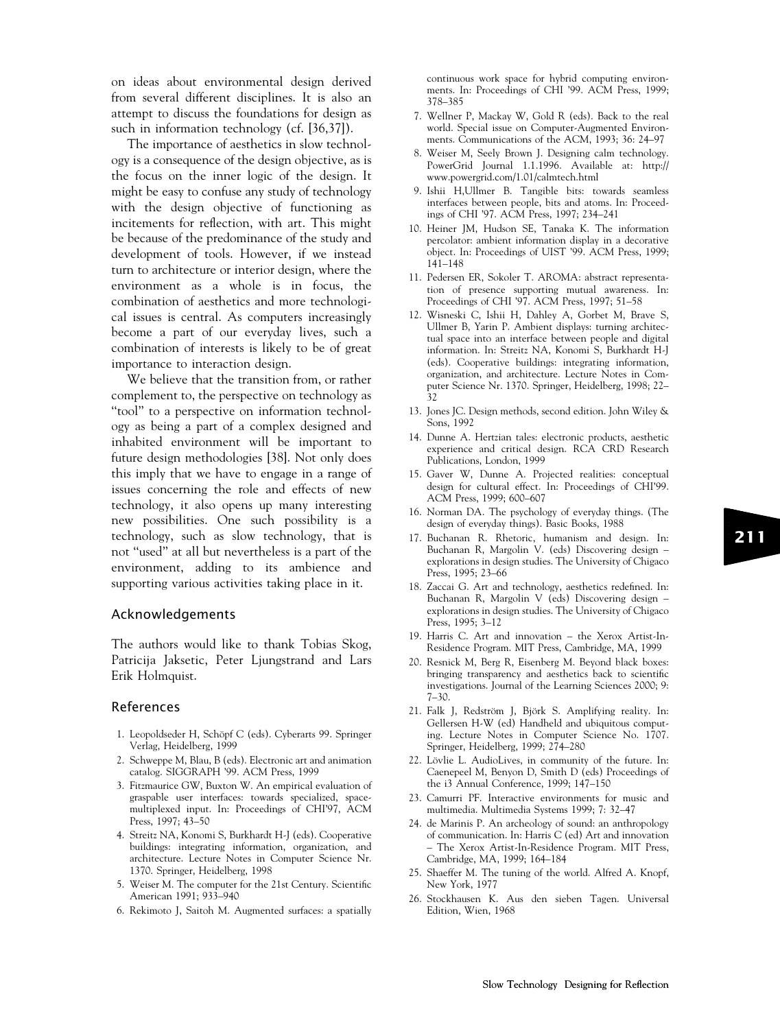on ideas about environmental design derived from several different disciplines. It is also an attempt to discuss the foundations for design as such in information technology (cf. [36,37]).

The importance of aesthetics in slow technology is a consequence of the design objective, as is the focus on the inner logic of the design. It might be easy to confuse any study of technology with the design objective of functioning as incitements for reflection, with art. This might be because of the predominance of the study and development of tools. However, if we instead turn to architecture or interior design, where the environment as a whole is in focus, the combination of aesthetics and more technological issues is central. As computers increasingly become a part of our everyday lives, such a combination of interests is likely to be of great importance to interaction design.

We believe that the transition from, or rather complement to, the perspective on technology as "tool" to a perspective on information technology as being a part of a complex designed and inhabited environment will be important to future design methodologies [38]. Not only does this imply that we have to engage in a range of issues concerning the role and effects of new technology, it also opens up many interesting new possibilities. One such possibility is a technology, such as slow technology, that is not "used" at all but nevertheless is a part of the environment, adding to its ambience and supporting various activities taking place in it.

## Acknowledgements

The authors would like to thank Tobias Skog, Patricija Jaksetic, Peter Ljungstrand and Lars Erik Holmquist.

## References

1. Leopoldseder H, Schöpf C (eds). Cyberarts 99. Springer Verlag, Heidelberg, 1999
2. Schweppe M, Blau, B (eds). Electronic art and animation catalog. SIGGRAPH '99. ACM Press, 1999
3. Fitzmaurice GW, Buxton W. An empirical evaluation of graspable user interfaces: towards specialized, space-multiplexed input. In: Proceedings of CHI'97, ACM Press, 1997; 43–50
4. Streitz NA, Konomi S, Burkhardt H-J (eds). Cooperative buildings: integrating information, organization, and architecture. Lecture Notes in Computer Science Nr. 1370. Springer, Heidelberg, 1998
5. Weiser M. The computer for the 21st Century. Scientific American 1991; 933–940
6. Rekimoto J, Saitoh M. Augmented surfaces: a spatially continuous work space for hybrid computing environments. In: Proceedings of CHI '99. ACM Press, 1999; 378–385
7. Wellner P, Mackay W, Gold R (eds). Back to the real world. Special issue on Computer-Augmented Environments. Communications of the ACM, 1993; 36: 24–97
8. Weiser M, Seely Brown J. Designing calm technology. PowerGrid Journal 1.1.1996. Available at: http://www.powergrid.com/1.01/calmtech.html
9. Ishii H,Ullmer B. Tangible bits: towards seamless interfaces between people, bits and atoms. In: Proceedings of CHI '97. ACM Press, 1997; 234–241
10. Heiner JM, Hudson SE, Tanaka K. The information percolator: ambient information display in a decorative object. In: Proceedings of UIST '99. ACM Press, 1999; 141–148
11. Pedersen ER, Sokoler T. AROMA: abstract representation of presence supporting mutual awareness. In: Proceedings of CHI '97. ACM Press, 1997; 51–58
12. Wisneski C, Ishii H, Dahley A, Gorbet M, Brave S, Ullmer B, Yarin P. Ambient displays: turning architectual space into an interface between people and digital information. In: Streitz NA, Konomi S, Burkhardt H-J (eds). Cooperative buildings: integrating information, organization, and architecture. Lecture Notes in Computer Science Nr. 1370. Springer, Heidelberg, 1998; 22–32
13. Jones JC. Design methods, second edition. John Wiley & Sons, 1992
14. Dunne A. Hertzian tales: electronic products, aesthetic experience and critical design. RCA CRD Research Publications, London, 1999
15. Gaver W, Dunne A. Projected realities: conceptual design for cultural effect. In: Proceedings of CHI'99. ACM Press, 1999; 600–607
16. Norman DA. The psychology of everyday things. (The design of everyday things). Basic Books, 1988
17. Buchanan R. Rhetoric, humanism and design. In: Buchanan R, Margolin V. (eds) Discovering design – explorations in design studies. The University of Chicago Press, 1995; 23–66
18. Zaccai G. Art and technology, aesthetics redefined. In: Buchanan R, Margolin V (eds) Discovering design – explorations in design studies. The University of Chicago Press, 1995; 3–12
19. Harris C. Art and innovation – the Xerox Artist-In-Residence Program. MIT Press, Cambridge, MA, 1999
20. Resnick M, Berg R, Eisenberg M. Beyond black boxes: bringing transparency and aesthetics back to scientific investigations. Journal of the Learning Sciences 2000; 9: 7–30.
21. Falk J, Redström J, Björk S. Amplifying reality. In: Gellersen H-W (ed) Handheld and ubiquitous computing. Lecture Notes in Computer Science No. 1707. Springer, Heidelberg, 1999; 274–280
22. Lövlie L. AudioLives, in community of the future. In: Caenepeel M, Benyon D, Smith D (eds) Proceedings of the i3 Annual Conference, 1999; 147–150
23. Camurri PF. Interactive environments for music and multimedia. Multimedia Systems 1999; 7: 32–47
24. de Marinis P. An archeology of sound: an anthropology of communication. In: Harris C (ed) Art and innovation – The Xerox Artist-In-Residence Program. MIT Press, Cambridge, MA, 1999; 164–184
25. Shaeffer M. The tuning of the world. Alfred A. Knopf, New York, 1977
26. Stockhausen K. Aus den sieben Tagen. Universal Edition, Wien, 1968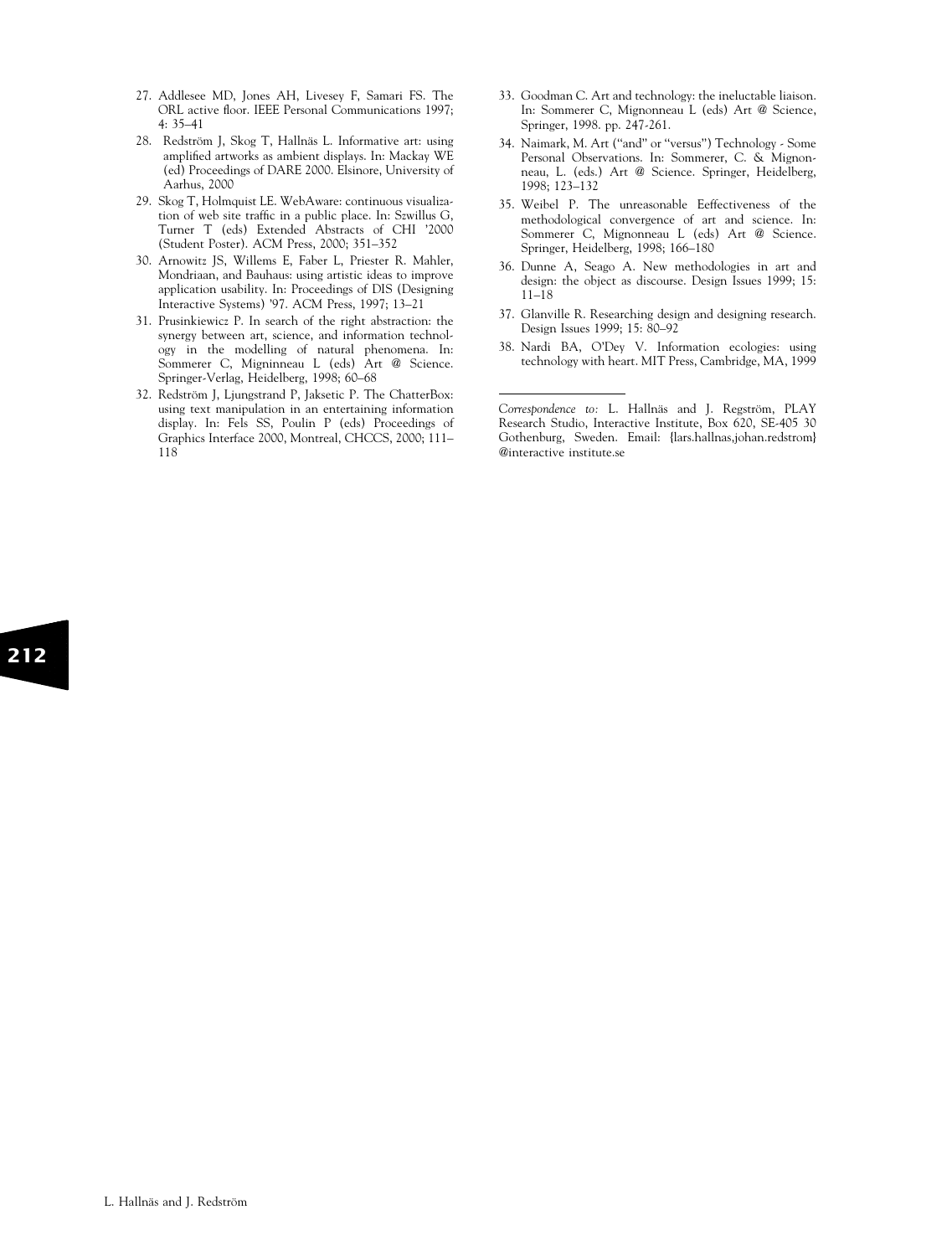27. Addlesee MD, Jones AH, Livesey F, Samari FS. The ORL active floor. IEEE Personal Communications 1997; 4: 35–41
28. Redström J, Skog T, Hallnäs L. Informative art: using amplified artworks as ambient displays. In: Mackay WE (ed) Proceedings of DARE 2000. Elsinore, University of Aarhus, 2000
29. Skog T, Holmquist LE. WebAware: continuous visualization of web site traffic in a public place. In: Szwillus G, Turner T (eds) Extended Abstracts of CHI '2000 (Student Poster). ACM Press, 2000; 351–352
30. Arnowitz JS, Willems E, Faber L, Priester R. Mahler, Mondriaan, and Bauhaus: using artistic ideas to improve application usability. In: Proceedings of DIS (Designing Interactive Systems) '97. ACM Press, 1997; 13–21
31. Prusinkiewicz P. In search of the right abstraction: the synergy between art, science, and information technology in the modelling of natural phenomena. In: Sommerer C, Migninneau L (eds) Art @ Science. Springer-Verlag, Heidelberg, 1998; 60–68
32. Redström J, Ljungstrand P, Jaksetic P. The ChatterBox: using text manipulation in an entertaining information display. In: Fels SS, Poulin P (eds) Proceedings of Graphics Interface 2000, Montreal, CHCCS, 2000; 111–118
33. Goodman C. Art and technology: the ineluctable liaison. In: Sommerer C, Mignonneau L (eds) Art @ Science, Springer, 1998. pp. 247-261.
34. Naimark, M. Art ("and" or "versus") Technology - Some Personal Observations. In: Sommerer, C. & Mignonneau, L. (eds.) Art @ Science. Springer, Heidelberg, 1998; 123–132
35. Weibel P. The unreasonable Eeffectiveness of the methodological convergence of art and science. In: Sommerer C, Mignonneau L (eds) Art @ Science. Springer, Heidelberg, 1998; 166–180
36. Dunne A, Seago A. New methodologies in art and design: the object as discourse. Design Issues 1999; 15: 11–18
37. Glanville R. Researching design and designing research. Design Issues 1999; 15: 80–92
38. Nardi BA, O'Dey V. Information ecologies: using technology with heart. MIT Press, Cambridge, MA, 1999

---

*Correspondence to:* L. Hallnäs and J. Regström, PLAY Research Studio, Interactive Institute, Box 620, SE-405 30 Gothenburg, Sweden. Email: {lars.hallnas,johan.redstrom}@interactive institute.se